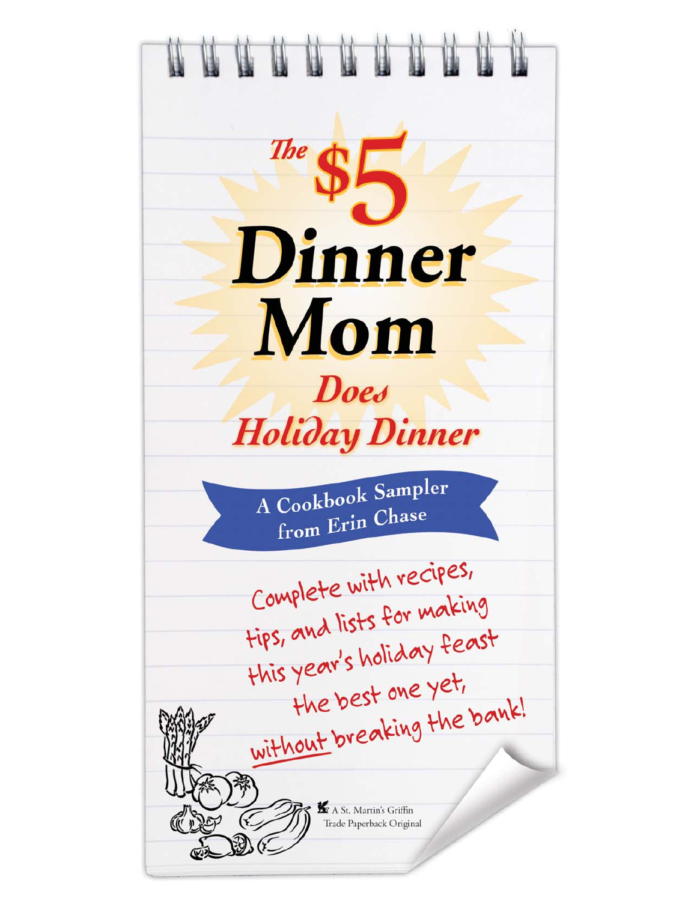# The $5 Dinner Mom

## Does Holiday Dinner

**A Cookbook Sampler from Erin Chase**

Complete with recipes, tips, and lists for making this year's holiday feast the best one yet, <u>without</u> breaking the bank!

A St. Martin's Griffin Trade Paperback Original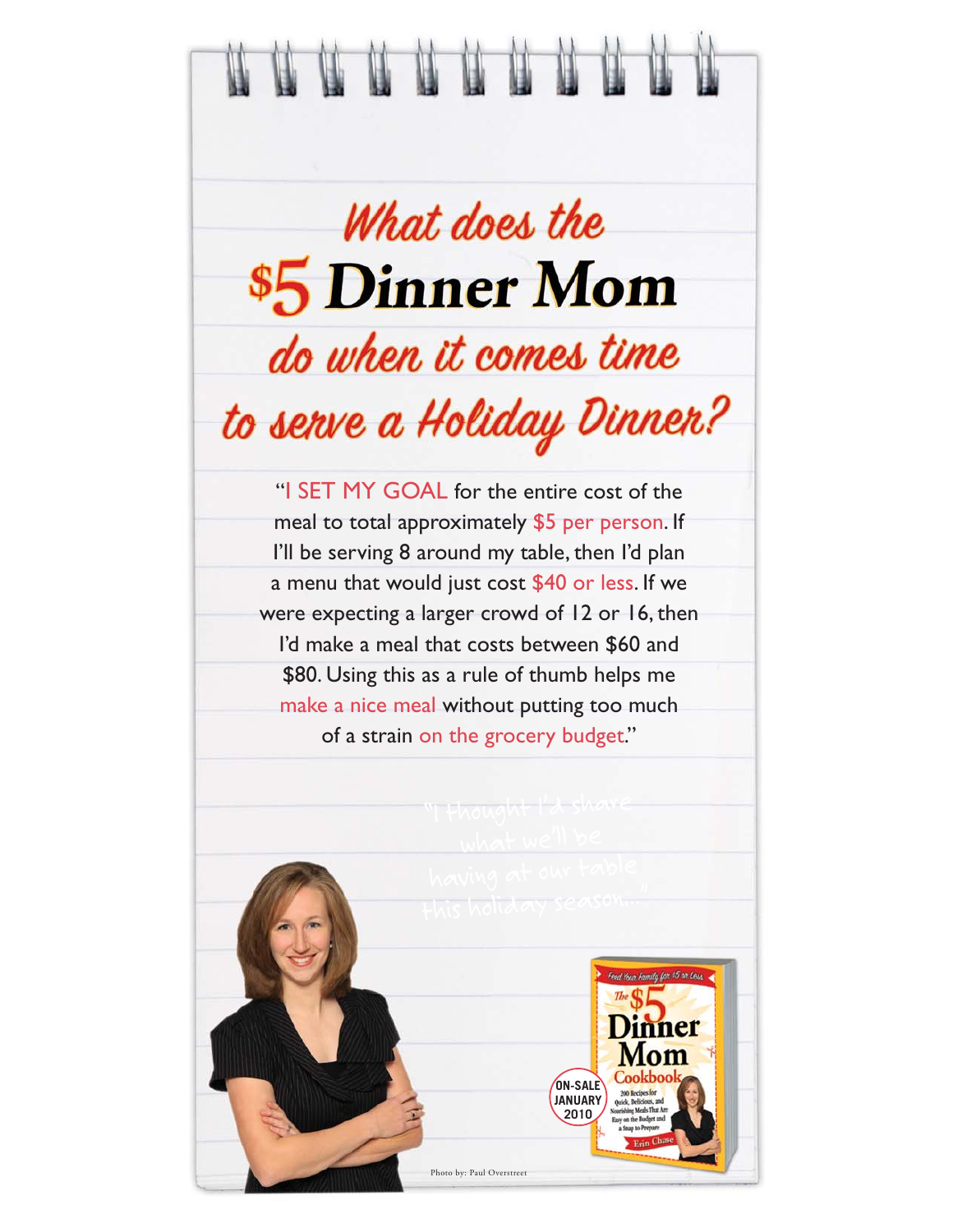# What does the $5 Dinner Mom do when it comes time to serve a Holiday Dinner?

"I SET MY GOAL for the entire cost of the meal to total approximately $5 per person. If I'll be serving 8 around my table, then I'd plan a menu that would just cost $40 or less. If we were expecting a larger crowd of 12 or 16, then I'd make a meal that costs between $60 and $80. Using this as a rule of thumb helps me make a nice meal without putting too much of a strain on the grocery budget."

"I thought I'd share what we'll be having at our table this holiday season..."

ON-SALE JANUARY 2010

Feed Your Family for $5 or Less

The $5 Dinner Mom Cookbook

200 Recipes for Quick, Delicious, and Nourishing Meals That Are Easy on the Budget and a Snap to Prepare

Erin Chase

Photo by: Paul Overstreet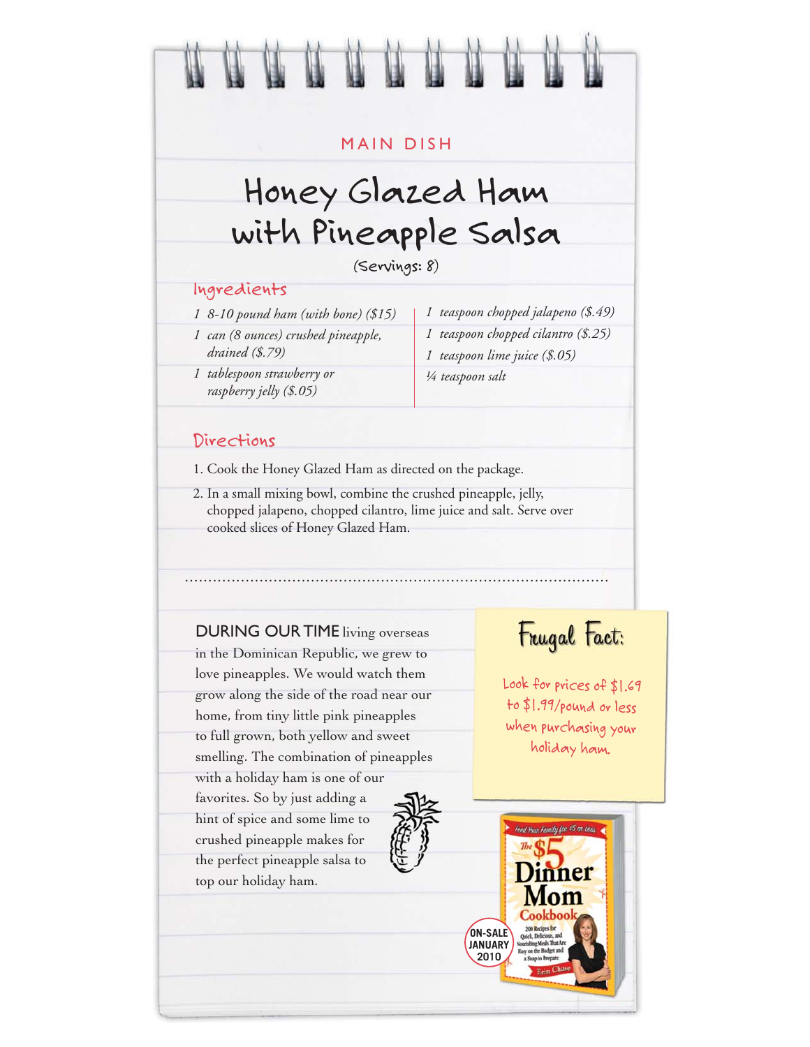MAIN DISH

# Honey Glazed Ham with Pineapple Salsa

(Servings: 8)

## Ingredients

- *1 8-10 pound ham (with bone) ($15)*
- *1 can (8 ounces) crushed pineapple, drained ($.79)*
- *1 tablespoon strawberry or raspberry jelly ($.05)*
- *1 teaspoon chopped jalapeno ($.49)*
- *1 teaspoon chopped cilantro ($.25)*
- *1 teaspoon lime juice ($.05)*
- *¼ teaspoon salt*

## Directions

1. Cook the Honey Glazed Ham as directed on the package.
2. In a small mixing bowl, combine the crushed pineapple, jelly, chopped jalapeno, chopped cilantro, lime juice and salt. Serve over cooked slices of Honey Glazed Ham.

---

DURING OUR TIME living overseas in the Dominican Republic, we grew to love pineapples. We would watch them grow along the side of the road near our home, from tiny little pink pineapples to full grown, both yellow and sweet smelling. The combination of pineapples with a holiday ham is one of our favorites. So by just adding a hint of spice and some lime to crushed pineapple makes for the perfect pineapple salsa to top our holiday ham.

### Frugal Fact:

Look for prices of $1.69 to $1.99/pound or less when purchasing your holiday ham.

Feed Your Family for $5 or Less

The $5 Dinner Mom Cookbook

200 Recipes for Quick, Delicious, and Nourishing Meals That Are Easy on the Budget and a Snap to Prepare

Erin Chase

ON-SALE JANUARY 2010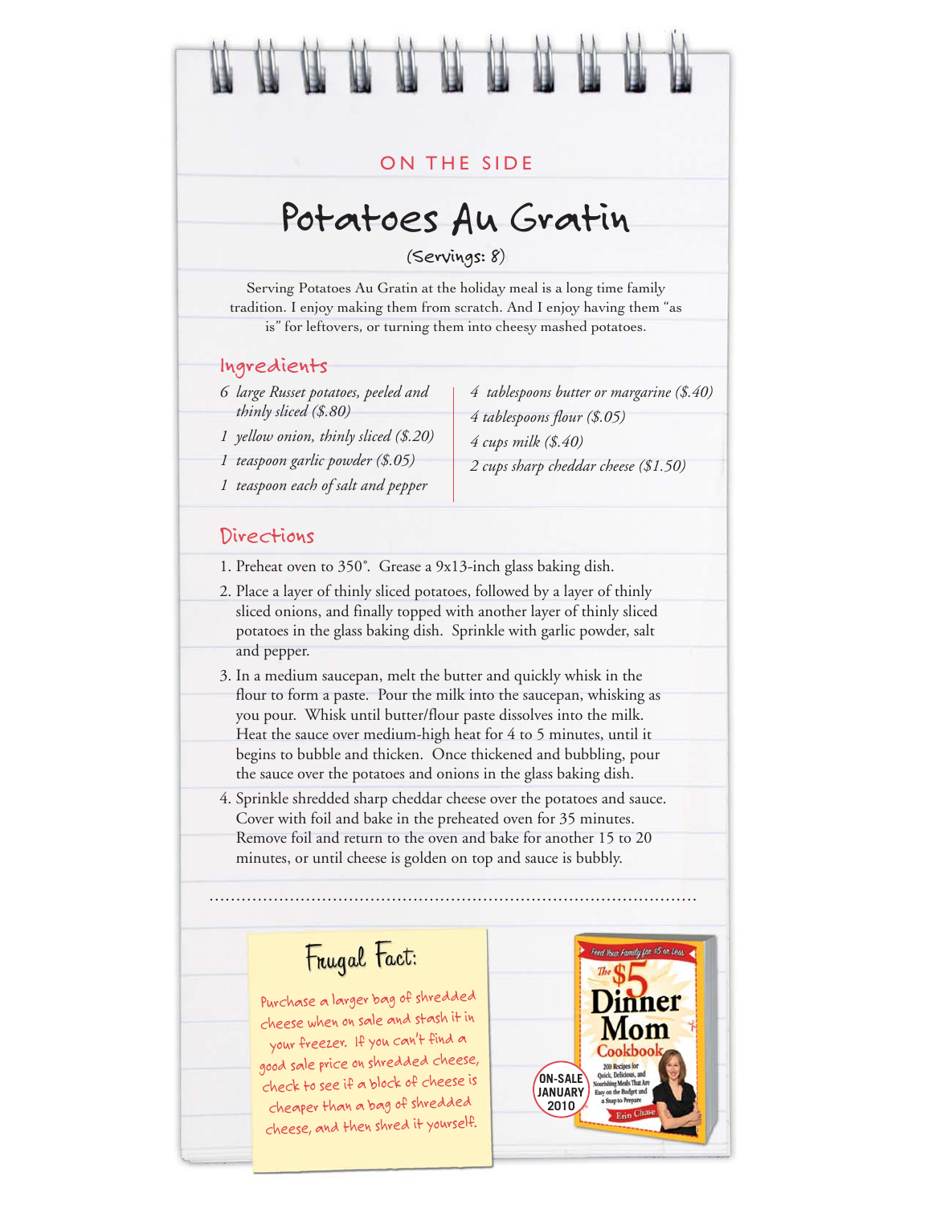ON THE SIDE

# Potatoes Au Gratin

(Servings: 8)

Serving Potatoes Au Gratin at the holiday meal is a long time family tradition. I enjoy making them from scratch. And I enjoy having them "as is" for leftovers, or turning them into cheesy mashed potatoes.

## Ingredients

- *6 large Russet potatoes, peeled and thinly sliced ($.80)*
- *1 yellow onion, thinly sliced ($.20)*
- *1 teaspoon garlic powder ($.05)*
- *1 teaspoon each of salt and pepper*
- *4 tablespoons butter or margarine ($.40)*
- *4 tablespoons flour ($.05)*
- *4 cups milk ($.40)*
- *2 cups sharp cheddar cheese ($1.50)*

## Directions

1. Preheat oven to 350°. Grease a 9x13-inch glass baking dish.
2. Place a layer of thinly sliced potatoes, followed by a layer of thinly sliced onions, and finally topped with another layer of thinly sliced potatoes in the glass baking dish. Sprinkle with garlic powder, salt and pepper.
3. In a medium saucepan, melt the butter and quickly whisk in the flour to form a paste. Pour the milk into the saucepan, whisking as you pour. Whisk until butter/flour paste dissolves into the milk. Heat the sauce over medium-high heat for 4 to 5 minutes, until it begins to bubble and thicken. Once thickened and bubbling, pour the sauce over the potatoes and onions in the glass baking dish.
4. Sprinkle shredded sharp cheddar cheese over the potatoes and sauce. Cover with foil and bake in the preheated oven for 35 minutes. Remove foil and return to the oven and bake for another 15 to 20 minutes, or until cheese is golden on top and sauce is bubbly.

### Frugal Fact:

Purchase a larger bag of shredded cheese when on sale and stash it in your freezer. If you can't find a good sale price on shredded cheese, check to see if a block of cheese is cheaper than a bag of shredded cheese, and then shred it yourself.

ON-SALE JANUARY 2010

Feed Your Family for $5 or Less

The $5 Dinner Mom Cookbook

200 Recipes for Quick, Delicious, and Nourishing Meals That Are Easy on the Budget and a Snap to Prepare

Erin Chase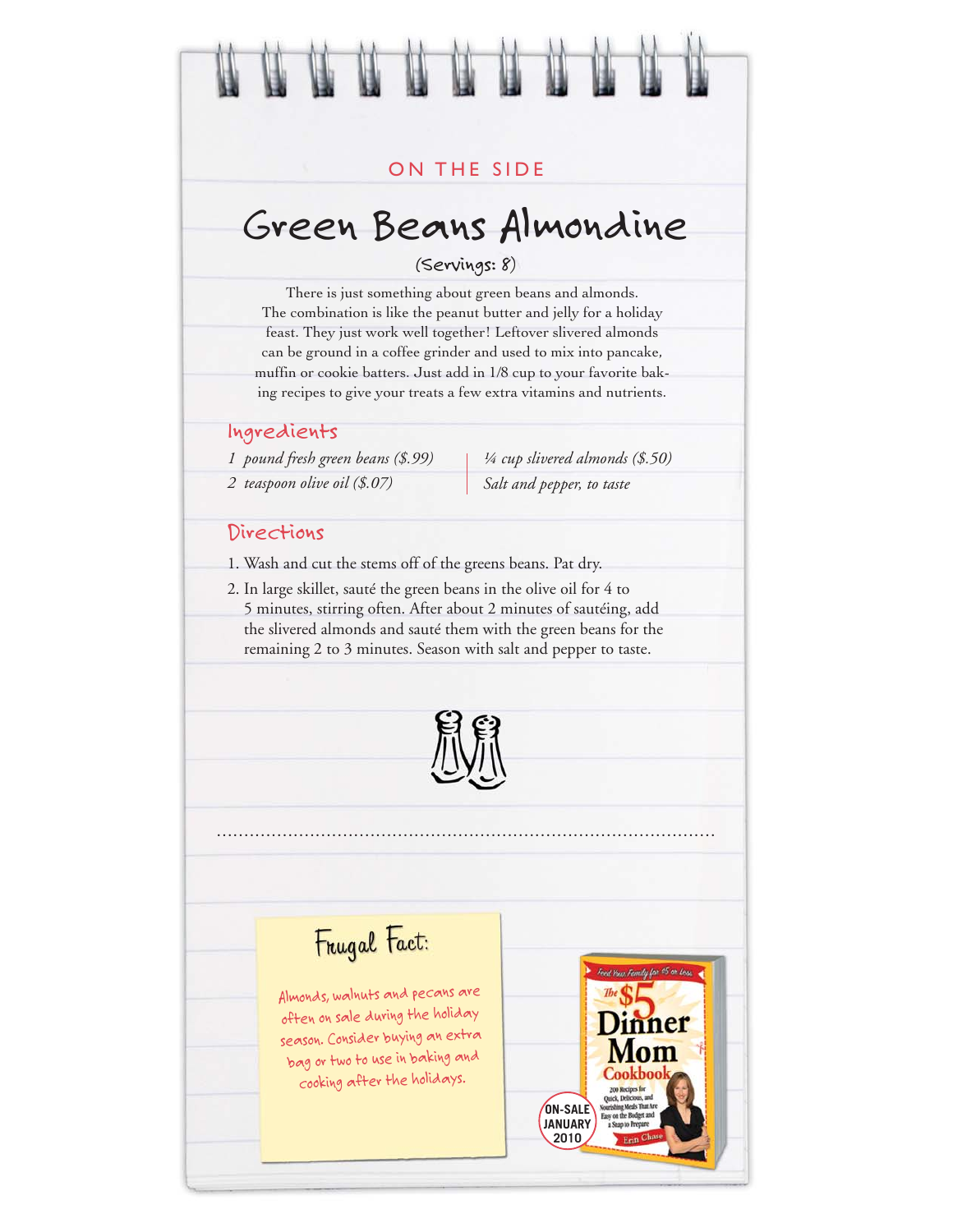ON THE SIDE

# Green Beans Almondine

(Servings: 8)

There is just something about green beans and almonds. The combination is like the peanut butter and jelly for a holiday feast. They just work well together! Leftover slivered almonds can be ground in a coffee grinder and used to mix into pancake, muffin or cookie batters. Just add in 1/8 cup to your favorite baking recipes to give your treats a few extra vitamins and nutrients.

## Ingredients

- *1 pound fresh green beans ($.99)*
- *2 teaspoon olive oil ($.07)*
- *¼ cup slivered almonds ($.50)*
- *Salt and pepper, to taste*

## Directions

1. Wash and cut the stems off of the greens beans. Pat dry.
2. In large skillet, sauté the green beans in the olive oil for 4 to 5 minutes, stirring often. After about 2 minutes of sautéing, add the slivered almonds and sauté them with the green beans for the remaining 2 to 3 minutes. Season with salt and pepper to taste.

## Frugal Fact:

Almonds, walnuts and pecans are often on sale during the holiday season. Consider buying an extra bag or two to use in baking and cooking after the holidays.

Feed Your Family for $5 or Less

The $5 Dinner Mom Cookbook

200 Recipes for Quick, Delicious, and Nourishing Meals That Are Easy on the Budget and a Snap to Prepare

Erin Chase

ON-SALE JANUARY 2010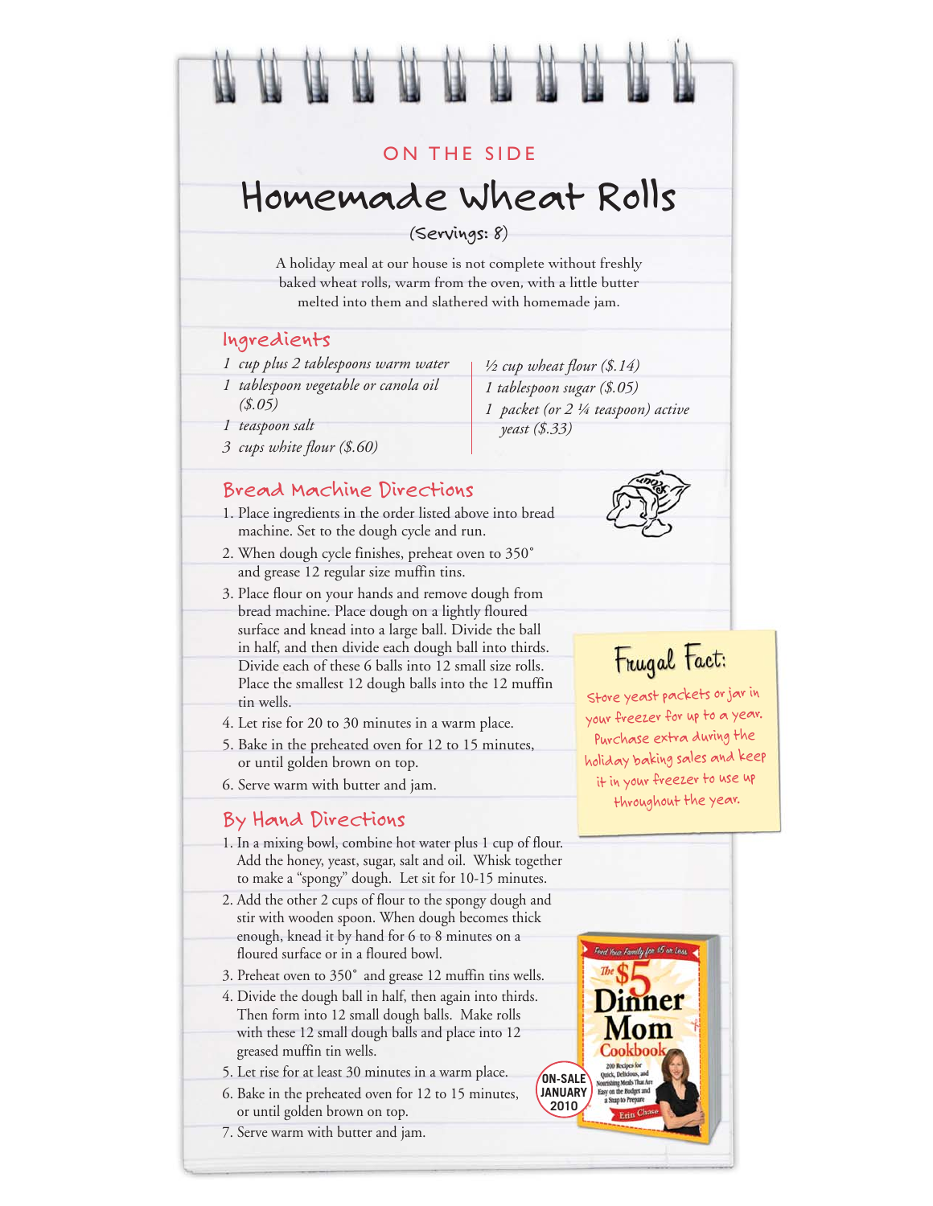ON THE SIDE

# Homemade Wheat Rolls

(Servings: 8)

A holiday meal at our house is not complete without freshly baked wheat rolls, warm from the oven, with a little butter melted into them and slathered with homemade jam.

## Ingredients

- *1 cup plus 2 tablespoons warm water*
- *1 tablespoon vegetable or canola oil ($.05)*
- *1 teaspoon salt*
- *3 cups white flour ($.60)*
- *½ cup wheat flour ($.14)*
- *1 tablespoon sugar ($.05)*
- *1 packet (or 2 ¼ teaspoon) active yeast ($.33)*

## Bread Machine Directions

1. Place ingredients in the order listed above into bread machine. Set to the dough cycle and run.
2. When dough cycle finishes, preheat oven to 350˚ and grease 12 regular size muffin tins.
3. Place flour on your hands and remove dough from bread machine. Place dough on a lightly floured surface and knead into a large ball. Divide the ball in half, and then divide each dough ball into thirds. Divide each of these 6 balls into 12 small size rolls. Place the smallest 12 dough balls into the 12 muffin tin wells.
4. Let rise for 20 to 30 minutes in a warm place.
5. Bake in the preheated oven for 12 to 15 minutes, or until golden brown on top.
6. Serve warm with butter and jam.

## By Hand Directions

1. In a mixing bowl, combine hot water plus 1 cup of flour. Add the honey, yeast, sugar, salt and oil. Whisk together to make a "spongy" dough. Let sit for 10-15 minutes.
2. Add the other 2 cups of flour to the spongy dough and stir with wooden spoon. When dough becomes thick enough, knead it by hand for 6 to 8 minutes on a floured surface or in a floured bowl.
3. Preheat oven to 350˚ and grease 12 muffin tins wells.
4. Divide the dough ball in half, then again into thirds. Then form into 12 small dough balls. Make rolls with these 12 small dough balls and place into 12 greased muffin tin wells.
5. Let rise for at least 30 minutes in a warm place.
6. Bake in the preheated oven for 12 to 15 minutes, or until golden brown on top.
7. Serve warm with butter and jam.

### Frugal Fact:

Store yeast packets or jar in your freezer for up to a year. Purchase extra during the holiday baking sales and keep it in your freezer to use up throughout the year.

ON-SALE JANUARY 2010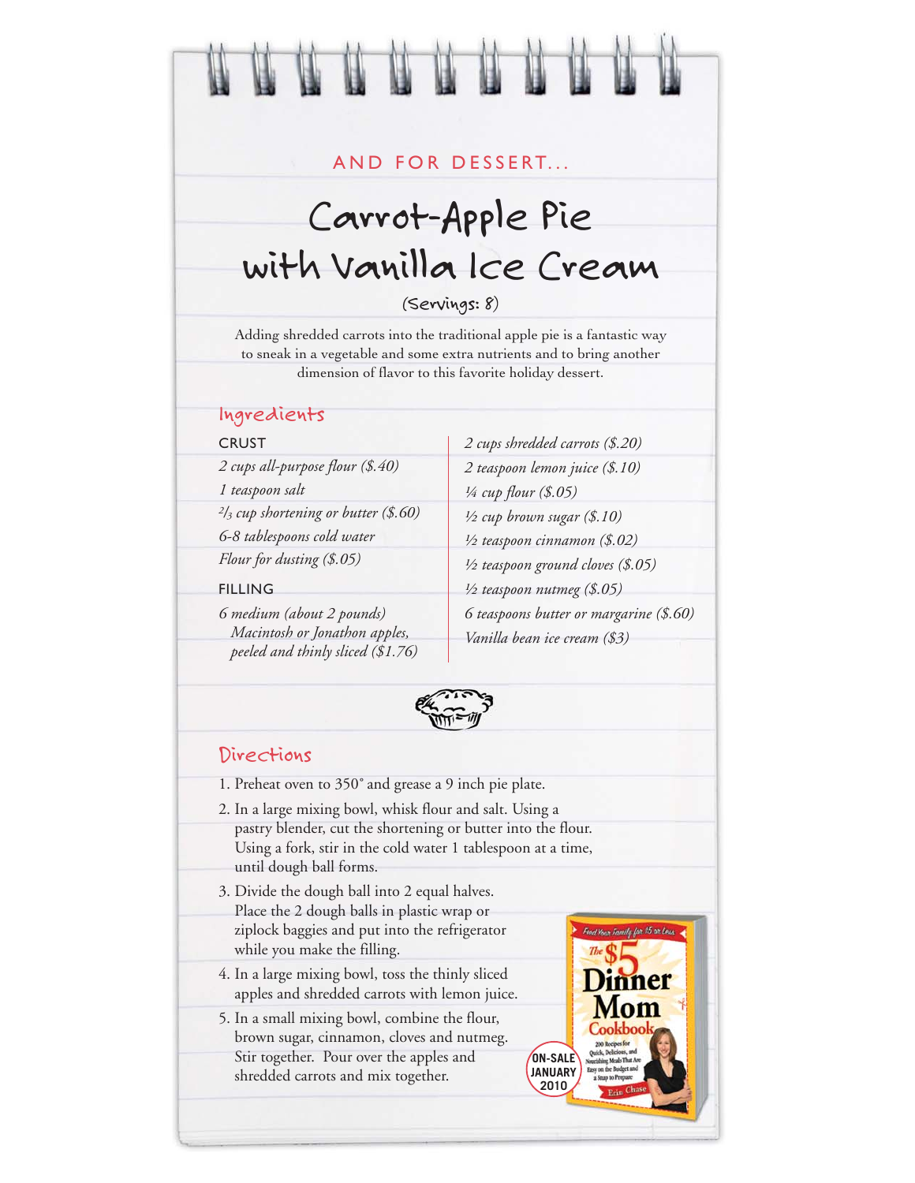AND FOR DESSERT...

# Carrot-Apple Pie with Vanilla Ice Cream

(Servings: 8)

Adding shredded carrots into the traditional apple pie is a fantastic way to sneak in a vegetable and some extra nutrients and to bring another dimension of flavor to this favorite holiday dessert.

## Ingredients

CRUST

*2 cups all-purpose flour ($.40)*
*1 teaspoon salt*
*2/3 cup shortening or butter ($.60)*
*6-8 tablespoons cold water*
*Flour for dusting ($.05)*

FILLING

*6 medium (about 2 pounds) Macintosh or Jonathon apples, peeled and thinly sliced ($1.76)*
*2 cups shredded carrots ($.20)*
*2 teaspoon lemon juice ($.10)*
*¼ cup flour ($.05)*
*½ cup brown sugar ($.10)*
*½ teaspoon cinnamon ($.02)*
*½ teaspoon ground cloves ($.05)*
*½ teaspoon nutmeg ($.05)*
*6 teaspoons butter or margarine ($.60)*
*Vanilla bean ice cream ($3)*

## Directions

1. Preheat oven to 350° and grease a 9 inch pie plate.
2. In a large mixing bowl, whisk flour and salt. Using a pastry blender, cut the shortening or butter into the flour. Using a fork, stir in the cold water 1 tablespoon at a time, until dough ball forms.
3. Divide the dough ball into 2 equal halves. Place the 2 dough balls in plastic wrap or ziplock baggies and put into the refrigerator while you make the filling.
4. In a large mixing bowl, toss the thinly sliced apples and shredded carrots with lemon juice.
5. In a small mixing bowl, combine the flour, brown sugar, cinnamon, cloves and nutmeg. Stir together. Pour over the apples and shredded carrots and mix together.

ON-SALE JANUARY 2010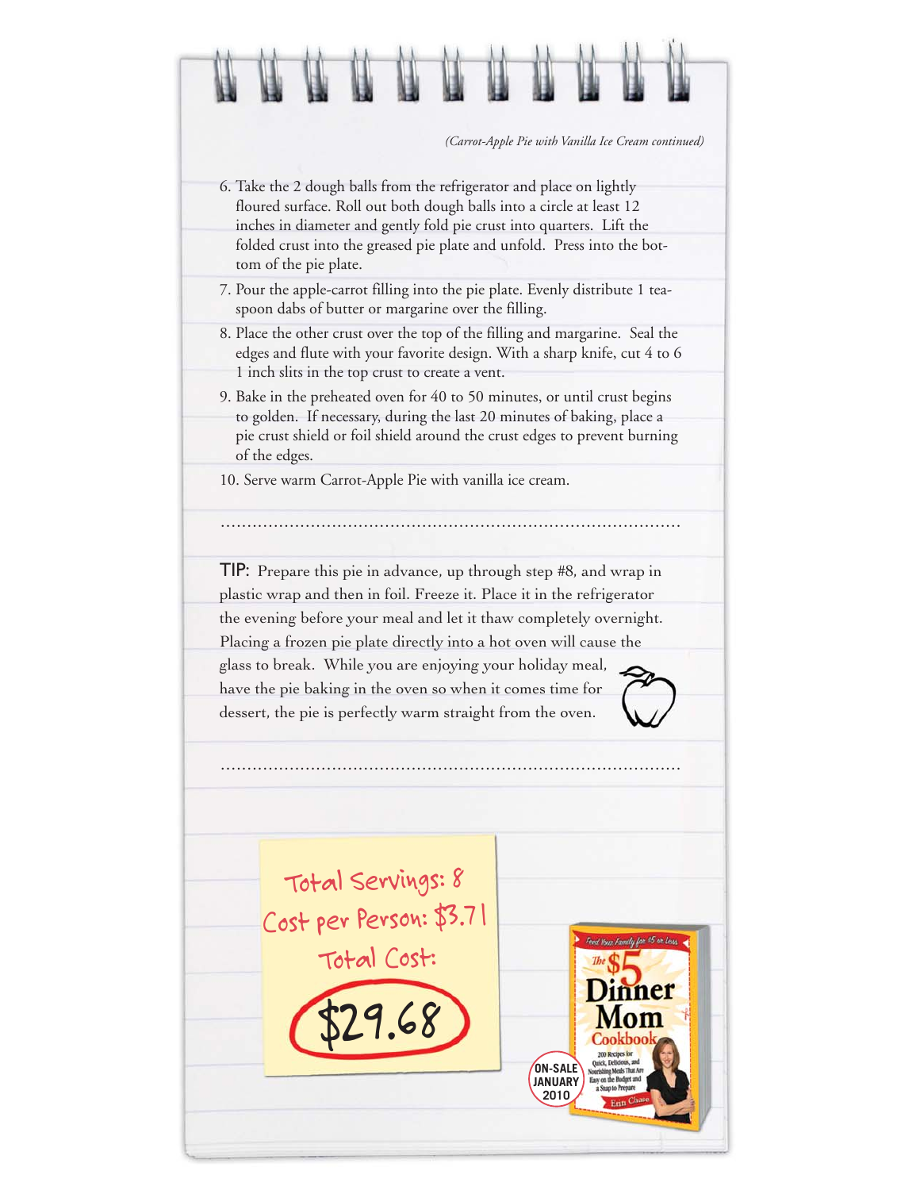*(Carrot-Apple Pie with Vanilla Ice Cream continued)*

6. Take the 2 dough balls from the refrigerator and place on lightly floured surface. Roll out both dough balls into a circle at least 12 inches in diameter and gently fold pie crust into quarters. Lift the folded crust into the greased pie plate and unfold. Press into the bottom of the pie plate.
7. Pour the apple-carrot filling into the pie plate. Evenly distribute 1 teaspoon dabs of butter or margarine over the filling.
8. Place the other crust over the top of the filling and margarine. Seal the edges and flute with your favorite design. With a sharp knife, cut 4 to 6 1 inch slits in the top crust to create a vent.
9. Bake in the preheated oven for 40 to 50 minutes, or until crust begins to golden. If necessary, during the last 20 minutes of baking, place a pie crust shield or foil shield around the crust edges to prevent burning of the edges.
10. Serve warm Carrot-Apple Pie with vanilla ice cream.

---

**TIP:** Prepare this pie in advance, up through step #8, and wrap in plastic wrap and then in foil. Freeze it. Place it in the refrigerator the evening before your meal and let it thaw completely overnight. Placing a frozen pie plate directly into a hot oven will cause the glass to break. While you are enjoying your holiday meal, have the pie baking in the oven so when it comes time for dessert, the pie is perfectly warm straight from the oven.

---

Total Servings: 8

Cost per Person: $3.71

Total Cost:

**$29.68**

Feed Your Family for $5 or Less

The $5 Dinner Mom Cookbook

200 Recipes for Quick, Delicious, and Nourishing Meals That Are Easy on the Budget and a Snap to Prepare

Erin Chase

ON-SALE JANUARY 2010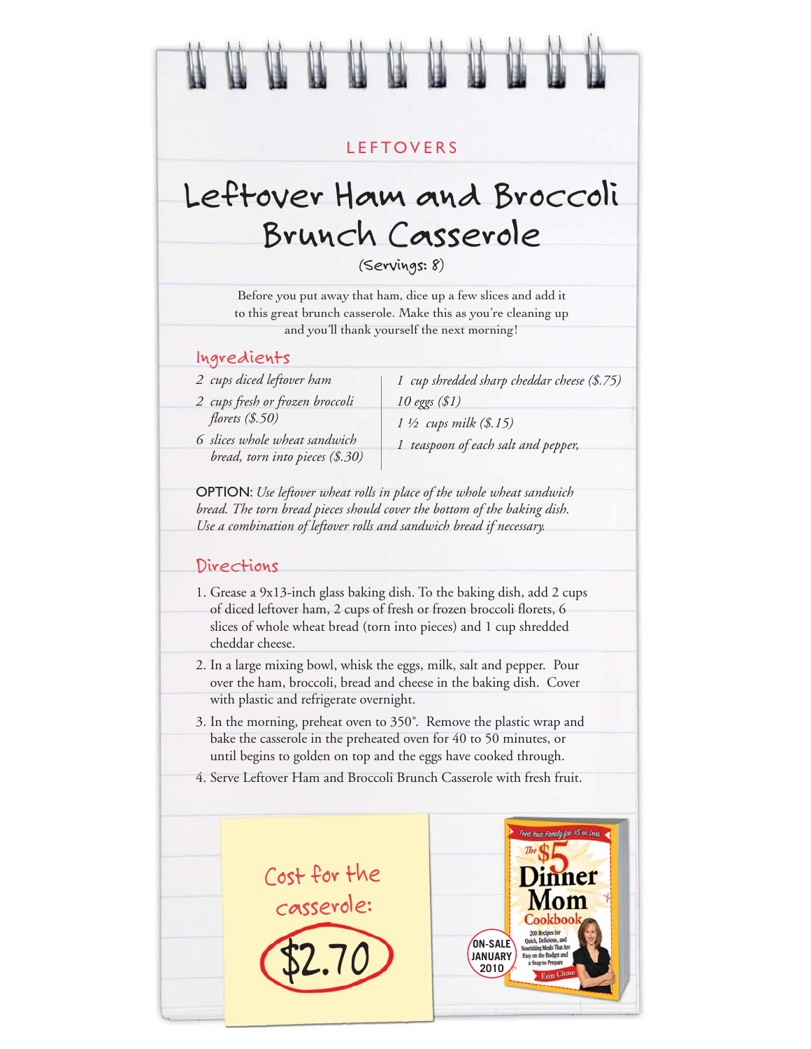LEFTOVERS

# Leftover Ham and Broccoli Brunch Casserole

(Servings: 8)

Before you put away that ham, dice up a few slices and add it to this great brunch casserole. Make this as you're cleaning up and you'll thank yourself the next morning!

## Ingredients

- *2 cups diced leftover ham*
- *2 cups fresh or frozen broccoli florets ($.50)*
- *6 slices whole wheat sandwich bread, torn into pieces ($.30)*
- *1 cup shredded sharp cheddar cheese ($.75)*
- *10 eggs ($1)*
- *1 ½ cups milk ($.15)*
- *1 teaspoon of each salt and pepper,*

OPTION: *Use leftover wheat rolls in place of the whole wheat sandwich bread. The torn bread pieces should cover the bottom of the baking dish. Use a combination of leftover rolls and sandwich bread if necessary.*

## Directions

1. Grease a 9x13-inch glass baking dish. To the baking dish, add 2 cups of diced leftover ham, 2 cups of fresh or frozen broccoli florets, 6 slices of whole wheat bread (torn into pieces) and 1 cup shredded cheddar cheese.
2. In a large mixing bowl, whisk the eggs, milk, salt and pepper. Pour over the ham, broccoli, bread and cheese in the baking dish. Cover with plastic and refrigerate overnight.
3. In the morning, preheat oven to 350°. Remove the plastic wrap and bake the casserole in the preheated oven for 40 to 50 minutes, or until begins to golden on top and the eggs have cooked through.
4. Serve Leftover Ham and Broccoli Brunch Casserole with fresh fruit.

Cost for the casserole: **$2.70**

ON-SALE JANUARY 2010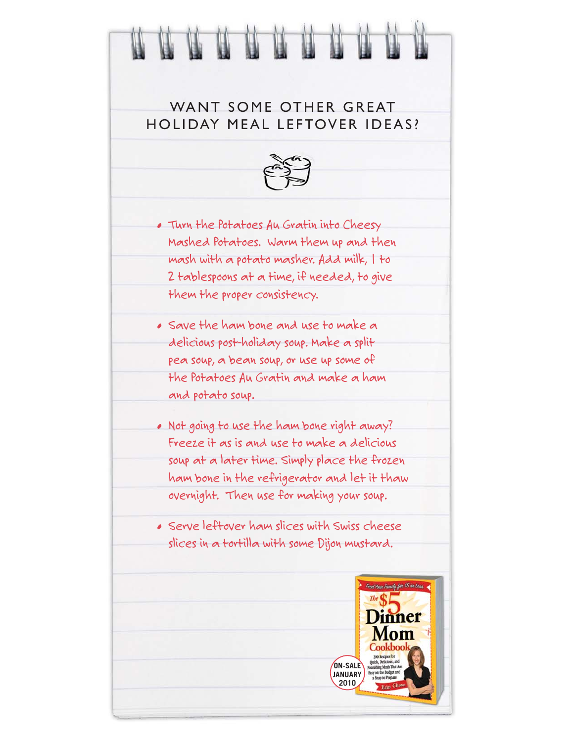## WANT SOME OTHER GREAT HOLIDAY MEAL LEFTOVER IDEAS?

- Turn the Potatoes Au Gratin into Cheesy Mashed Potatoes. Warm them up and then mash with a potato masher. Add milk, 1 to 2 tablespoons at a time, if needed, to give them the proper consistency.
- Save the ham bone and use to make a delicious post-holiday soup. Make a split pea soup, a bean soup, or use up some of the Potatoes Au Gratin and make a ham and potato soup.
- Not going to use the ham bone right away? Freeze it as is and use to make a delicious soup at a later time. Simply place the frozen ham bone in the refrigerator and let it thaw overnight. Then use for making your soup.
- Serve leftover ham slices with Swiss cheese slices in a tortilla with some Dijon mustard.

Feed Your Family for $5 or Less

The $5 Dinner Mom Cookbook

200 Recipes for Quick, Delicious, and Nourishing Meals That Are Easy on the Budget and a Snap to Prepare

Erin Chase

ON-SALE JANUARY 2010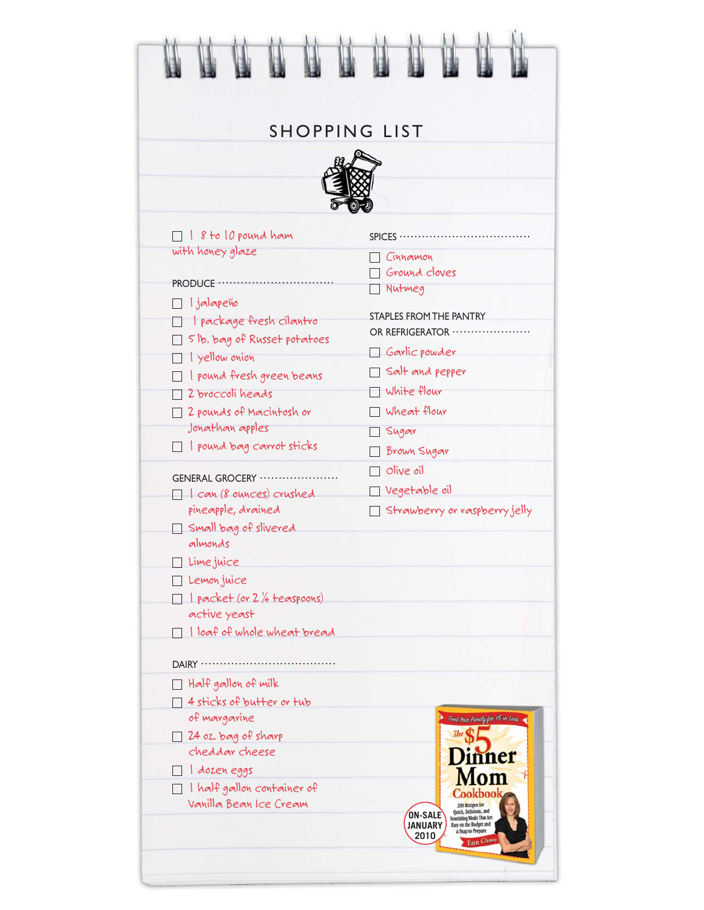# SHOPPING LIST

- [ ] 1 8 to 10 pound ham with honey glaze

## PRODUCE

- [ ] 1 jalapeño
- [ ] 1 package fresh cilantro
- [ ] 5 lb. bag of Russet potatoes
- [ ] 1 yellow onion
- [ ] 1 pound fresh green beans
- [ ] 2 broccoli heads
- [ ] 2 pounds of Macintosh or Jonathan apples
- [ ] 1 pound bag carrot sticks

## GENERAL GROCERY

- [ ] 1 can (8 ounces) crushed pineapple, drained
- [ ] Small bag of slivered almonds
- [ ] Lime juice
- [ ] Lemon juice
- [ ] 1 packet (or 2 ¼ teaspoons) active yeast
- [ ] 1 loaf of whole wheat bread

## DAIRY

- [ ] Half gallon of milk
- [ ] 4 sticks of butter or tub of margarine
- [ ] 24 oz. bag of sharp cheddar cheese
- [ ] 1 dozen eggs
- [ ] 1 half gallon container of Vanilla Bean Ice Cream

## SPICES

- [ ] Cinnamon
- [ ] Ground cloves
- [ ] Nutmeg

## STAPLES FROM THE PANTRY OR REFRIGERATOR

- [ ] Garlic powder
- [ ] Salt and pepper
- [ ] White flour
- [ ] Wheat flour
- [ ] Sugar
- [ ] Brown Sugar
- [ ] Olive oil
- [ ] Vegetable oil
- [ ] Strawberry or raspberry jelly

Feed Your Family for $5 or Less

The $5 Dinner Mom Cookbook

200 Recipes for Quick, Delicious, and Nourishing Meals That Are Easy on the Budget and a Snap to Prepare

Erin Chase

ON-SALE JANUARY 2010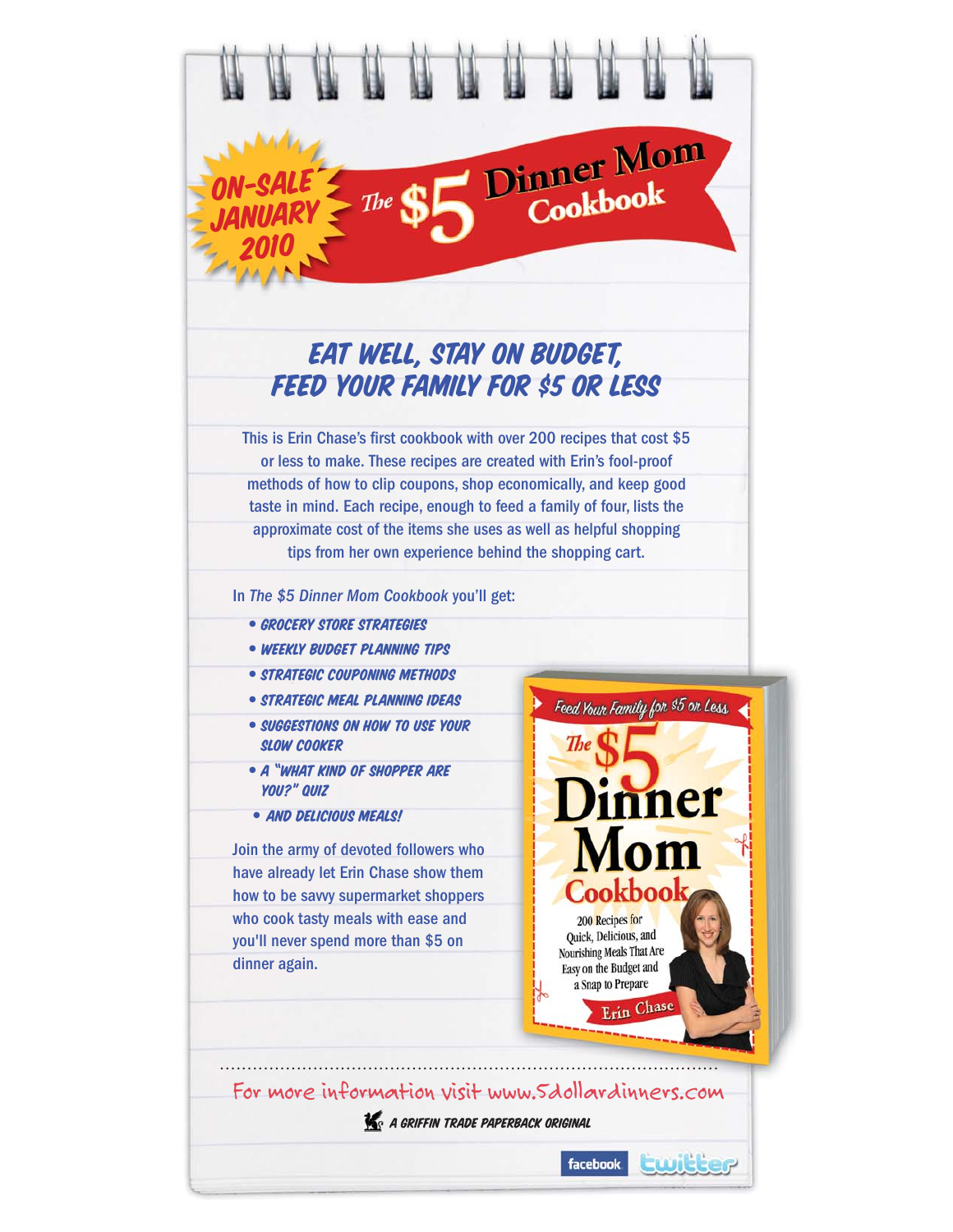ON-SALE JANUARY 2010

# The $5 Dinner Mom Cookbook

## EAT WELL, STAY ON BUDGET, FEED YOUR FAMILY FOR $5 OR LESS

This is Erin Chase's first cookbook with over 200 recipes that cost $5 or less to make. These recipes are created with Erin's fool-proof methods of how to clip coupons, shop economically, and keep good taste in mind. Each recipe, enough to feed a family of four, lists the approximate cost of the items she uses as well as helpful shopping tips from her own experience behind the shopping cart.

In *The $5 Dinner Mom Cookbook* you'll get:

- *GROCERY STORE STRATEGIES*
- *WEEKLY BUDGET PLANNING TIPS*
- *STRATEGIC COUPONING METHODS*
- *STRATEGIC MEAL PLANNING IDEAS*
- *SUGGESTIONS ON HOW TO USE YOUR SLOW COOKER*
- *A "WHAT KIND OF SHOPPER ARE YOU?" QUIZ*
- *AND DELICIOUS MEALS!*

Join the army of devoted followers who have already let Erin Chase show them how to be savvy supermarket shoppers who cook tasty meals with ease and you'll never spend more than $5 on dinner again.

Feed Your Family for $5 or Less

The $5 Dinner Mom Cookbook

200 Recipes for Quick, Delicious, and Nourishing Meals That Are Easy on the Budget and a Snap to Prepare

Erin Chase

For more information visit www.5dollardinners.com

*A GRIFFIN TRADE PAPERBACK ORIGINAL*

facebook twitter